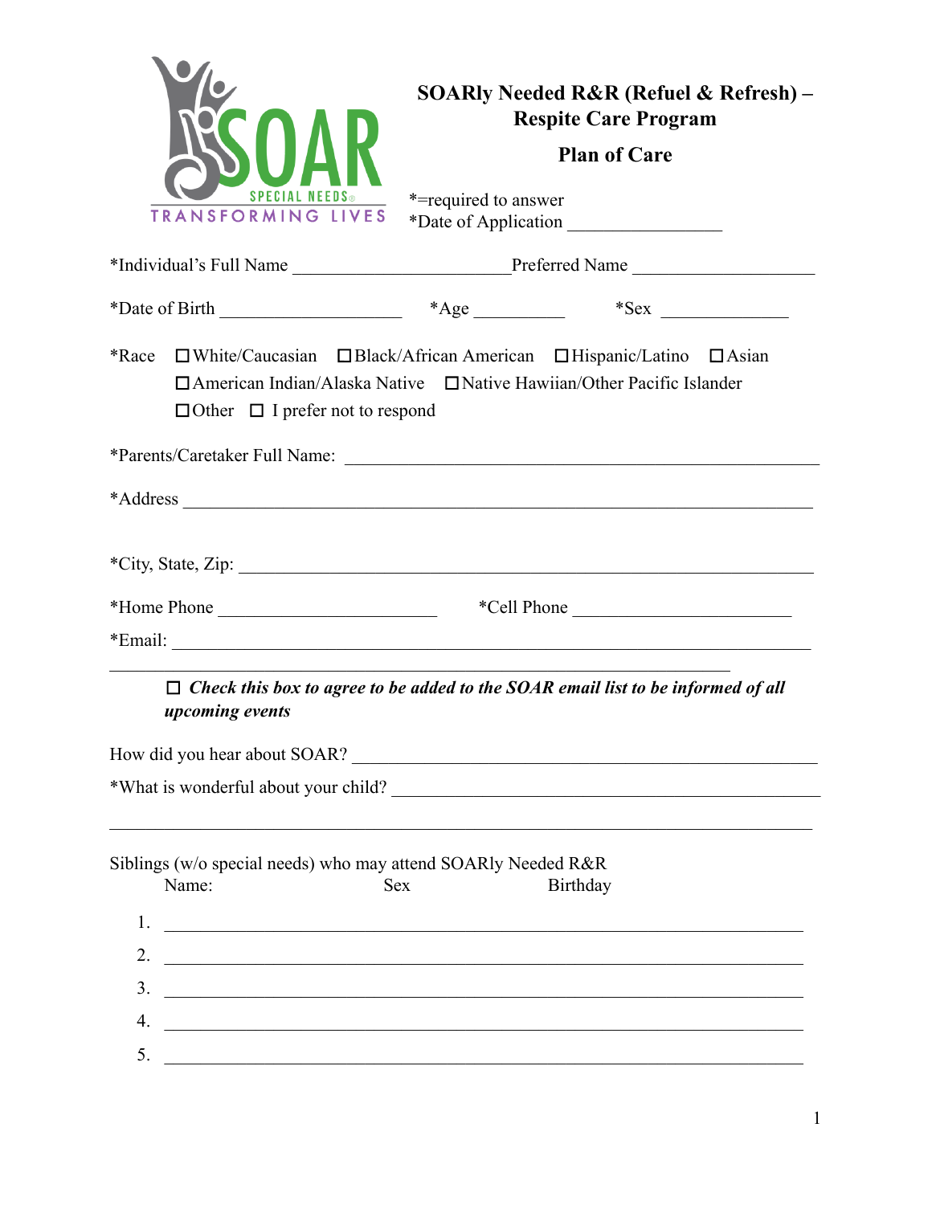SOAR SPECIAL NEEDS® TRANSFORMING LIVES

# SOARly Needed R&R (Refuel & Refresh) – Respite Care Program

## Plan of Care

*=required to answer

*Date of Application ________________

*Individual's Full Name ________________________ Preferred Name ____________________

*Date of Birth ____________________ *Age __________ *Sex ______________

*Race ☐ White/Caucasian ☐ Black/African American ☐ Hispanic/Latino ☐ Asian ☐ American Indian/Alaska Native ☐ Native Hawiian/Other Pacific Islander ☐ Other ☐ I prefer not to respond

*Parents/Caretaker Full Name: ______________________________________________________

*Address ________________________________________________________________________

*City, State, Zip: _________________________________________________________________

*Home Phone ________________________ *Cell Phone ________________________

*Email: _________________________________________________________________________

☐ ***Check this box to agree to be added to the SOAR email list to be informed of all upcoming events***

How did you hear about SOAR? ____________________________________________________

*What is wonderful about your child? ______________________________________________

_________________________________________________________________________________

Siblings (w/o special needs) who may attend SOARly Needed R&R

Name: Sex Birthday

1. _____________________________________________________________________
2. _____________________________________________________________________
3. _____________________________________________________________________
4. _____________________________________________________________________
5. _____________________________________________________________________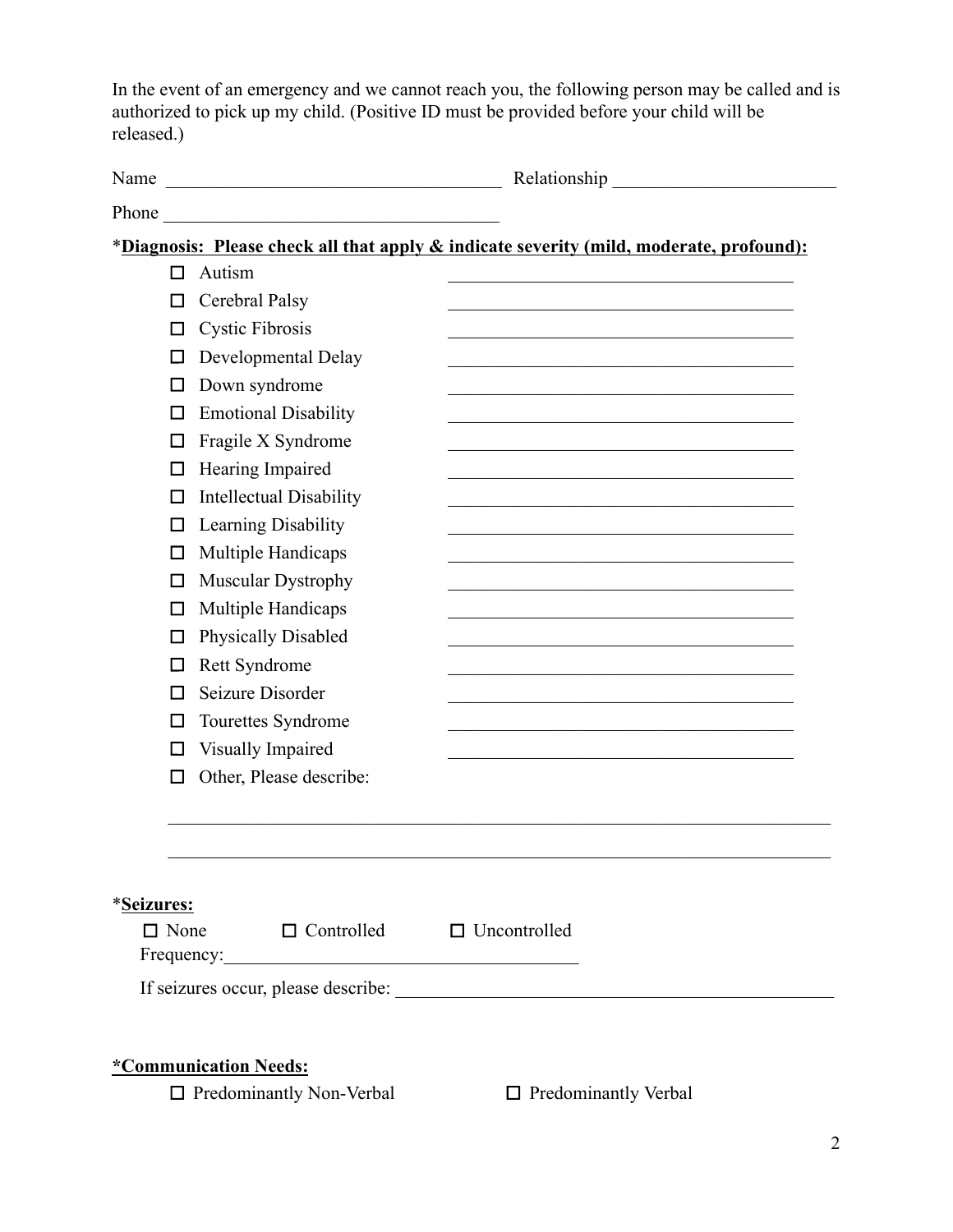In the event of an emergency and we cannot reach you, the following person may be called and is authorized to pick up my child. (Positive ID must be provided before your child will be released.)

Name \_\_\_\_\_\_\_\_\_\_\_\_\_\_\_\_\_\_\_\_\_\_\_\_\_\_\_\_\_\_\_\_\_\_\_\_ Relationship \_\_\_\_\_\_\_\_\_\_\_\_\_\_\_\_\_\_\_\_\_\_\_\_

Phone \_\_\_\_\_\_\_\_\_\_\_\_\_\_\_\_\_\_\_\_\_\_\_\_\_\_\_\_\_\_\_\_\_\_\_\_

*__Diagnosis: Please check all that apply & indicate severity (mild, moderate, profound):__

- ☐ Autism \_\_\_\_\_\_\_\_\_\_\_\_\_\_\_\_\_\_\_\_\_\_\_\_\_\_\_\_\_\_\_\_\_\_\_\_
- ☐ Cerebral Palsy \_\_\_\_\_\_\_\_\_\_\_\_\_\_\_\_\_\_\_\_\_\_\_\_\_\_\_\_\_\_\_\_\_\_\_\_
- ☐ Cystic Fibrosis \_\_\_\_\_\_\_\_\_\_\_\_\_\_\_\_\_\_\_\_\_\_\_\_\_\_\_\_\_\_\_\_\_\_\_\_
- ☐ Developmental Delay \_\_\_\_\_\_\_\_\_\_\_\_\_\_\_\_\_\_\_\_\_\_\_\_\_\_\_\_\_\_\_\_\_\_\_\_
- ☐ Down syndrome \_\_\_\_\_\_\_\_\_\_\_\_\_\_\_\_\_\_\_\_\_\_\_\_\_\_\_\_\_\_\_\_\_\_\_\_
- ☐ Emotional Disability \_\_\_\_\_\_\_\_\_\_\_\_\_\_\_\_\_\_\_\_\_\_\_\_\_\_\_\_\_\_\_\_\_\_\_\_
- ☐ Fragile X Syndrome \_\_\_\_\_\_\_\_\_\_\_\_\_\_\_\_\_\_\_\_\_\_\_\_\_\_\_\_\_\_\_\_\_\_\_\_
- ☐ Hearing Impaired \_\_\_\_\_\_\_\_\_\_\_\_\_\_\_\_\_\_\_\_\_\_\_\_\_\_\_\_\_\_\_\_\_\_\_\_
- ☐ Intellectual Disability \_\_\_\_\_\_\_\_\_\_\_\_\_\_\_\_\_\_\_\_\_\_\_\_\_\_\_\_\_\_\_\_\_\_\_\_
- ☐ Learning Disability \_\_\_\_\_\_\_\_\_\_\_\_\_\_\_\_\_\_\_\_\_\_\_\_\_\_\_\_\_\_\_\_\_\_\_\_
- ☐ Multiple Handicaps \_\_\_\_\_\_\_\_\_\_\_\_\_\_\_\_\_\_\_\_\_\_\_\_\_\_\_\_\_\_\_\_\_\_\_\_
- ☐ Muscular Dystrophy \_\_\_\_\_\_\_\_\_\_\_\_\_\_\_\_\_\_\_\_\_\_\_\_\_\_\_\_\_\_\_\_\_\_\_\_
- ☐ Multiple Handicaps \_\_\_\_\_\_\_\_\_\_\_\_\_\_\_\_\_\_\_\_\_\_\_\_\_\_\_\_\_\_\_\_\_\_\_\_
- ☐ Physically Disabled \_\_\_\_\_\_\_\_\_\_\_\_\_\_\_\_\_\_\_\_\_\_\_\_\_\_\_\_\_\_\_\_\_\_\_\_
- ☐ Rett Syndrome \_\_\_\_\_\_\_\_\_\_\_\_\_\_\_\_\_\_\_\_\_\_\_\_\_\_\_\_\_\_\_\_\_\_\_\_
- ☐ Seizure Disorder \_\_\_\_\_\_\_\_\_\_\_\_\_\_\_\_\_\_\_\_\_\_\_\_\_\_\_\_\_\_\_\_\_\_\_\_
- ☐ Tourettes Syndrome \_\_\_\_\_\_\_\_\_\_\_\_\_\_\_\_\_\_\_\_\_\_\_\_\_\_\_\_\_\_\_\_\_\_\_\_
- ☐ Visually Impaired \_\_\_\_\_\_\_\_\_\_\_\_\_\_\_\_\_\_\_\_\_\_\_\_\_\_\_\_\_\_\_\_\_\_\_\_
- ☐ Other, Please describe:

\_\_\_\_\_\_\_\_\_\_\_\_\_\_\_\_\_\_\_\_\_\_\_\_\_\_\_\_\_\_\_\_\_\_\_\_\_\_\_\_\_\_\_\_\_\_\_\_\_\_\_\_\_\_\_\_\_\_\_\_\_\_\_\_\_\_\_\_

\_\_\_\_\_\_\_\_\_\_\_\_\_\_\_\_\_\_\_\_\_\_\_\_\_\_\_\_\_\_\_\_\_\_\_\_\_\_\_\_\_\_\_\_\_\_\_\_\_\_\_\_\_\_\_\_\_\_\_\_\_\_\_\_\_\_\_\_

*__Seizures:__

☐ None ☐ Controlled ☐ Uncontrolled

Frequency:\_\_\_\_\_\_\_\_\_\_\_\_\_\_\_\_\_\_\_\_\_\_\_\_\_\_\_\_\_\_\_\_\_\_\_\_\_\_

If seizures occur, please describe: \_\_\_\_\_\_\_\_\_\_\_\_\_\_\_\_\_\_\_\_\_\_\_\_\_\_\_\_\_\_\_\_\_\_\_\_\_\_\_\_\_\_\_\_\_\_

__*Communication Needs:__

☐ Predominantly Non-Verbal ☐ Predominantly Verbal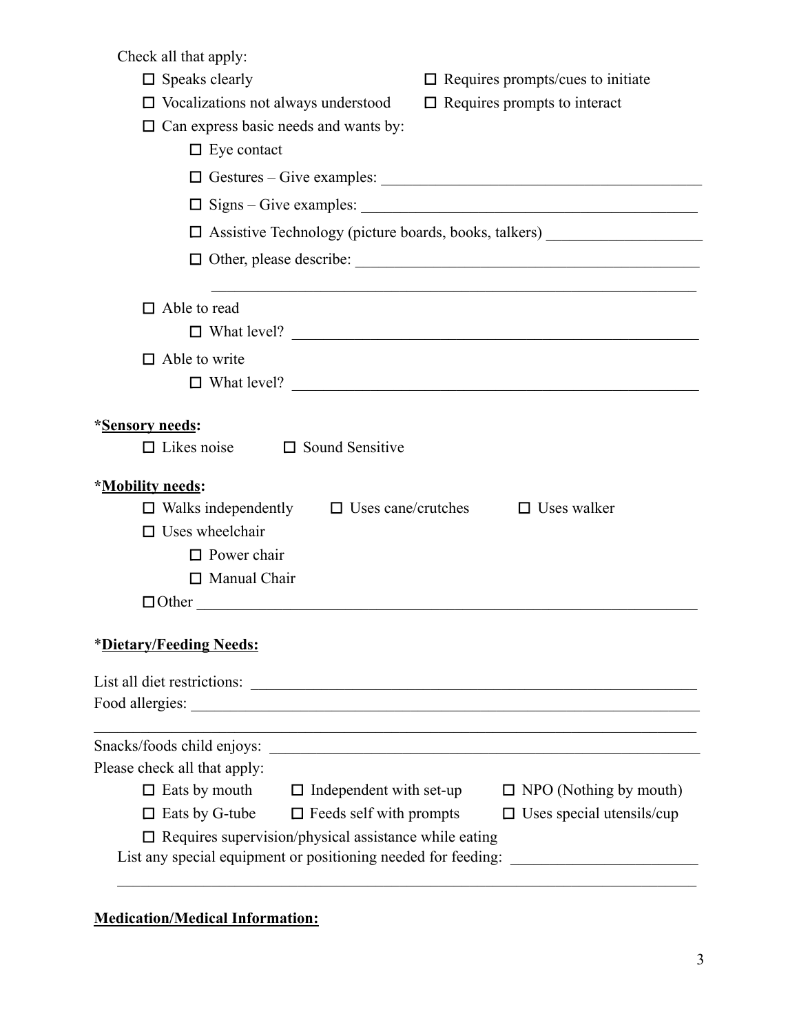Check all that apply:

- ☐ Speaks clearly
- ☐ Requires prompts/cues to initiate
- ☐ Vocalizations not always understood
- ☐ Requires prompts to interact
- ☐ Can express basic needs and wants by:
  - ☐ Eye contact
  - ☐ Gestures – Give examples: ______________________________________
  - ☐ Signs – Give examples: ________________________________________
  - ☐ Assistive Technology (picture boards, books, talkers) ________________
  - ☐ Other, please describe: ________________________________________

    ____________________________________________________________
- ☐ Able to read
  - ☐ What level? ______________________________________________
- ☐ Able to write
  - ☐ What level? ______________________________________________

**\*<u>Sensory needs</u>:**

☐ Likes noise ☐ Sound Sensitive

**\*<u>Mobility needs</u>:**

- ☐ Walks independently ☐ Uses cane/crutches ☐ Uses walker
- ☐ Uses wheelchair
  - ☐ Power chair
  - ☐ Manual Chair
- ☐ Other ____________________________________________________________

\***<u>Dietary/Feeding Needs:</u>**

List all diet restrictions: ____________________________________________

Food allergies: ______________________________________________________

__________________________________________________________________

Snacks/foods child enjoys: ____________________________________________

Please check all that apply:

- ☐ Eats by mouth ☐ Independent with set-up ☐ NPO (Nothing by mouth)
- ☐ Eats by G-tube ☐ Feeds self with prompts ☐ Uses special utensils/cup
- ☐ Requires supervision/physical assistance while eating

List any special equipment or positioning needed for feeding: ____________________

__________________________________________________________________

**<u>Medication/Medical Information:</u>**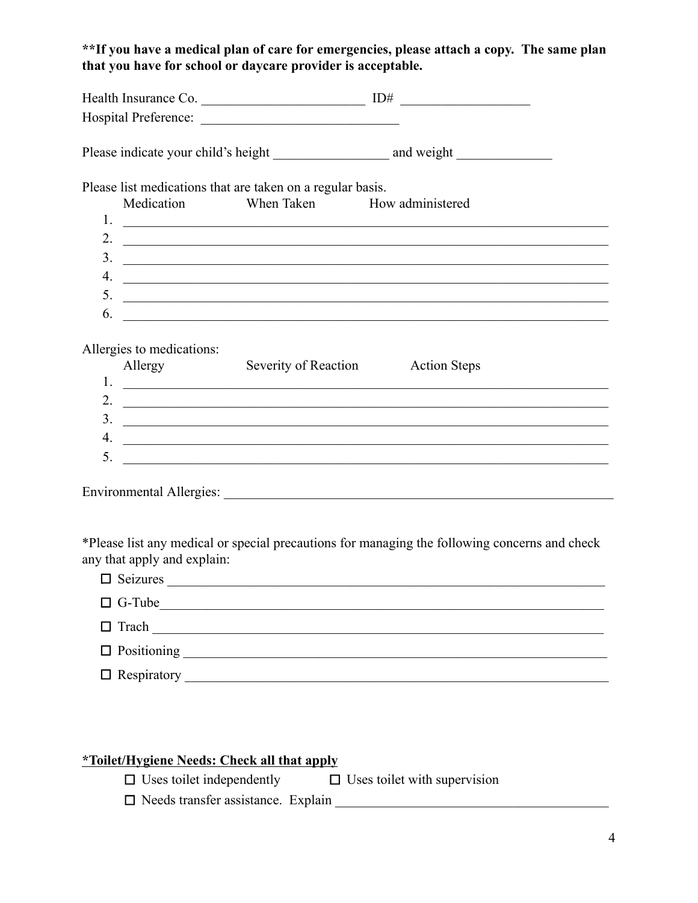**\*\*If you have a medical plan of care for emergencies, please attach a copy. The same plan that you have for school or daycare provider is acceptable.**

Health Insurance Co. ________________________ ID# __________________

Hospital Preference: _____________________________

Please indicate your child's height ________________ and weight _____________

Please list medications that are taken on a regular basis.

Medication When Taken How administered

1. ______________________________________________________________________
2. ______________________________________________________________________
3. ______________________________________________________________________
4. ______________________________________________________________________
5. ______________________________________________________________________
6. ______________________________________________________________________

Allergies to medications:

Allergy Severity of Reaction Action Steps

1. ______________________________________________________________________
2. ______________________________________________________________________
3. ______________________________________________________________________
4. ______________________________________________________________________
5. ______________________________________________________________________

Environmental Allergies: _________________________________________________________

*Please list any medical or special precautions for managing the following concerns and check any that apply and explain:

- ☐ Seizures ____________________________________________________________
- ☐ G-Tube_____________________________________________________________
- ☐ Trach ______________________________________________________________
- ☐ Positioning __________________________________________________________
- ☐ Respiratory _________________________________________________________

**<u>*Toilet/Hygiene Needs: Check all that apply</u>**

☐ Uses toilet independently ☐ Uses toilet with supervision

☐ Needs transfer assistance. Explain ____________________________________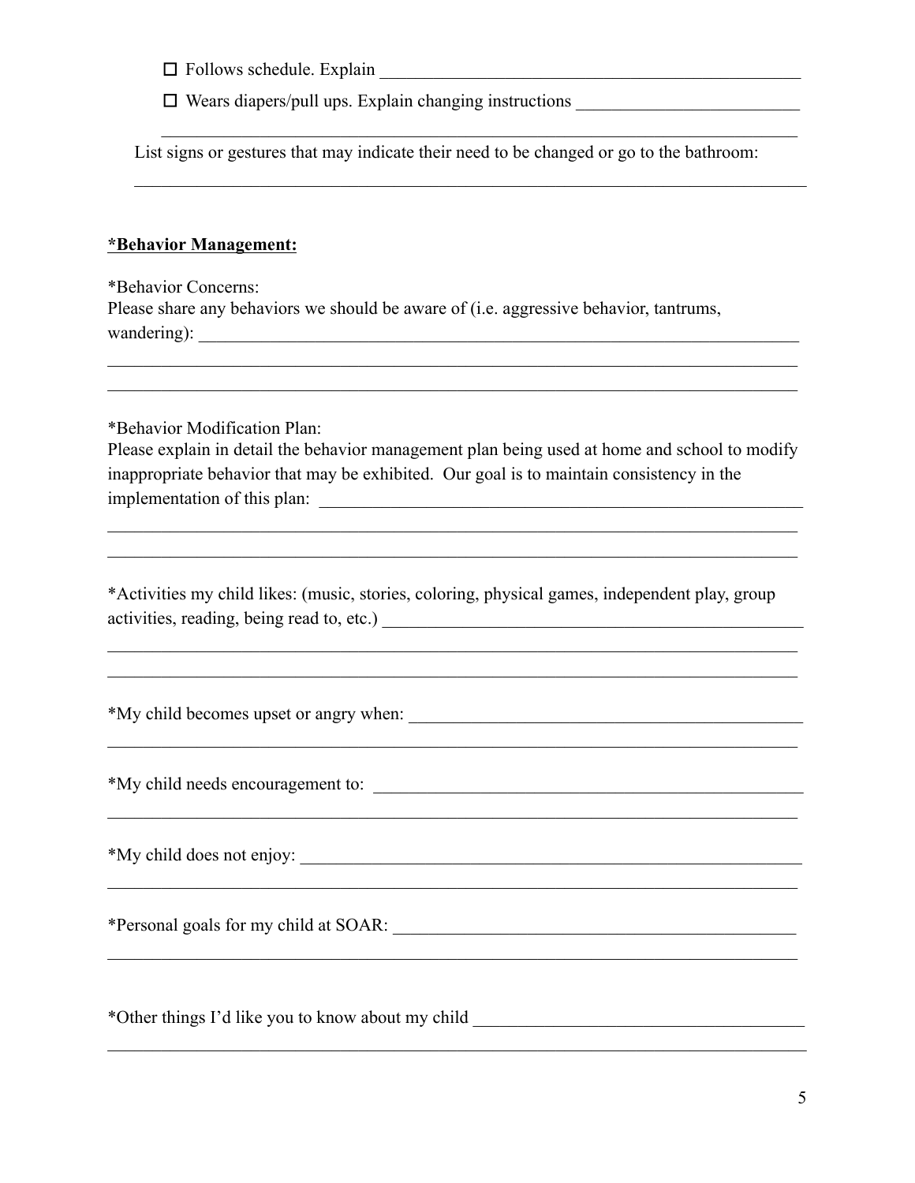- ☐ Follows schedule. Explain ____________________________________________
- ☐ Wears diapers/pull ups. Explain changing instructions ________________________
  ______________________________________________________________________

List signs or gestures that may indicate their need to be changed or go to the bathroom:

______________________________________________________________________

**<u>*Behavior Management:</u>**

*Behavior Concerns:
Please share any behaviors we should be aware of (i.e. aggressive behavior, tantrums, wandering): ______________________________________________________________

______________________________________________________________________

______________________________________________________________________

*Behavior Modification Plan:
Please explain in detail the behavior management plan being used at home and school to modify inappropriate behavior that may be exhibited. Our goal is to maintain consistency in the implementation of this plan: ___________________________________________________

______________________________________________________________________

______________________________________________________________________

*Activities my child likes: (music, stories, coloring, physical games, independent play, group activities, reading, being read to, etc.) ______________________________________________

______________________________________________________________________

______________________________________________________________________

*My child becomes upset or angry when: _________________________________________

______________________________________________________________________

*My child needs encouragement to: ____________________________________________

______________________________________________________________________

*My child does not enjoy: ___________________________________________________

______________________________________________________________________

*Personal goals for my child at SOAR: _________________________________________

______________________________________________________________________

*Other things I'd like you to know about my child __________________________________

______________________________________________________________________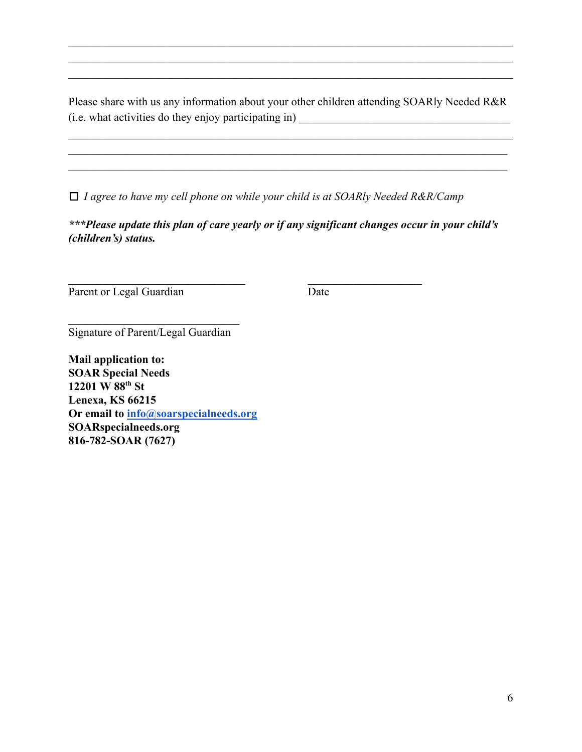\_\_\_\_\_\_\_\_\_\_\_\_\_\_\_\_\_\_\_\_\_\_\_\_\_\_\_\_\_\_\_\_\_\_\_\_\_\_\_\_\_\_\_\_\_\_\_\_\_\_\_\_\_\_\_\_\_\_\_\_\_\_\_\_\_\_\_\_\_\_\_\_\_\_\_\_\_\_
\_\_\_\_\_\_\_\_\_\_\_\_\_\_\_\_\_\_\_\_\_\_\_\_\_\_\_\_\_\_\_\_\_\_\_\_\_\_\_\_\_\_\_\_\_\_\_\_\_\_\_\_\_\_\_\_\_\_\_\_\_\_\_\_\_\_\_\_\_\_\_\_\_\_\_\_\_\_
\_\_\_\_\_\_\_\_\_\_\_\_\_\_\_\_\_\_\_\_\_\_\_\_\_\_\_\_\_\_\_\_\_\_\_\_\_\_\_\_\_\_\_\_\_\_\_\_\_\_\_\_\_\_\_\_\_\_\_\_\_\_\_\_\_\_\_\_\_\_\_\_\_\_\_\_\_\_

Please share with us any information about your other children attending SOARly Needed R&R (i.e. what activities do they enjoy participating in) \_\_\_\_\_\_\_\_\_\_\_\_\_\_\_\_\_\_\_\_\_\_\_\_\_\_\_\_\_\_\_\_\_\_\_\_\_\_
\_\_\_\_\_\_\_\_\_\_\_\_\_\_\_\_\_\_\_\_\_\_\_\_\_\_\_\_\_\_\_\_\_\_\_\_\_\_\_\_\_\_\_\_\_\_\_\_\_\_\_\_\_\_\_\_\_\_\_\_\_\_\_\_\_\_\_\_\_\_\_\_\_\_\_\_\_\_
\_\_\_\_\_\_\_\_\_\_\_\_\_\_\_\_\_\_\_\_\_\_\_\_\_\_\_\_\_\_\_\_\_\_\_\_\_\_\_\_\_\_\_\_\_\_\_\_\_\_\_\_\_\_\_\_\_\_\_\_\_\_\_\_\_\_\_\_\_\_\_\_\_\_\_\_\_\_
\_\_\_\_\_\_\_\_\_\_\_\_\_\_\_\_\_\_\_\_\_\_\_\_\_\_\_\_\_\_\_\_\_\_\_\_\_\_\_\_\_\_\_\_\_\_\_\_\_\_\_\_\_\_\_\_\_\_\_\_\_\_\_\_\_\_\_\_\_\_\_\_\_\_\_\_\_\_

☐ *I agree to have my cell phone on while your child is at SOARly Needed R&R/Camp*

***\*\*\*Please update this plan of care yearly or if any significant changes occur in your child's (children's) status.***

\_\_\_\_\_\_\_\_\_\_\_\_\_\_\_\_\_\_\_\_\_\_\_\_\_\_\_\_\_\_ \_\_\_\_\_\_\_\_\_\_\_\_\_\_\_\_\_\_\_\_
Parent or Legal Guardian Date

\_\_\_\_\_\_\_\_\_\_\_\_\_\_\_\_\_\_\_\_\_\_\_\_\_\_\_\_\_\_
Signature of Parent/Legal Guardian

**Mail application to:**
**SOAR Special Needs**
**12201 W 88th St**
**Lenexa, KS 66215**
**Or email to info@soarspecialneeds.org**
**SOARspecialneeds.org**
**816-782-SOAR (7627)**